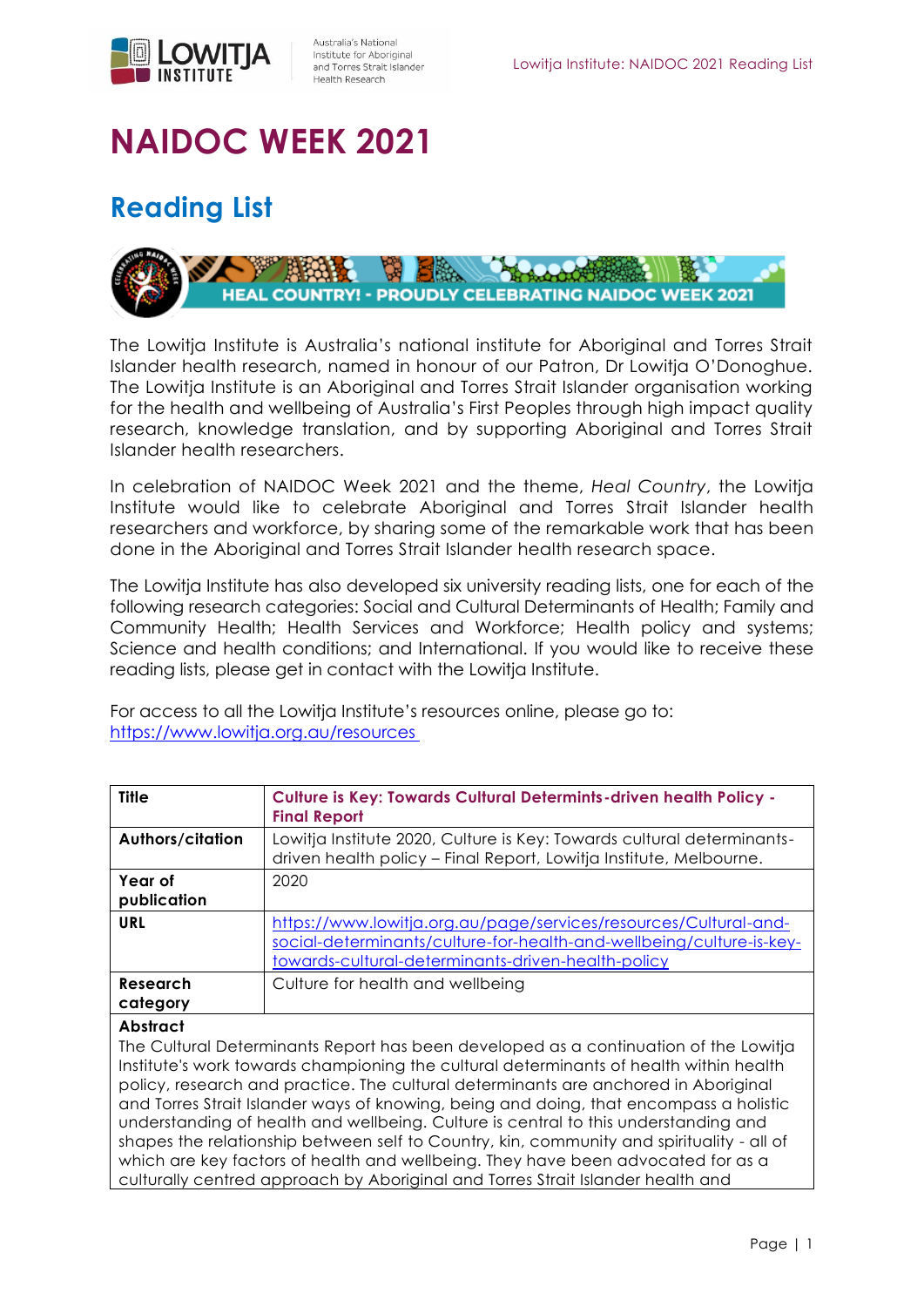# NAIDOC WEEK 2021

## Reading List

HEAL COUNTRY! - PROUDLY CELEBRATING NAIDOC WEEK 2021

The Lowitja Institute is Australia's national institute for Aboriginal and Torres Strait Islander health research, named in honour of our Patron, Dr Lowitja O'Donoghue. The Lowitja Institute is an Aboriginal and Torres Strait Islander organisation working for the health and wellbeing of Australia's First Peoples through high impact quality research, knowledge translation, and by supporting Aboriginal and Torres Strait Islander health researchers.

In celebration of NAIDOC Week 2021 and the theme, *Heal Country*, the Lowitja Institute would like to celebrate Aboriginal and Torres Strait Islander health researchers and workforce, by sharing some of the remarkable work that has been done in the Aboriginal and Torres Strait Islander health research space.

The Lowitja Institute has also developed six university reading lists, one for each of the following research categories: Social and Cultural Determinants of Health; Family and Community Health; Health Services and Workforce; Health policy and systems; Science and health conditions; and International. If you would like to receive these reading lists, please get in contact with the Lowitja Institute.

For access to all the Lowitja Institute's resources online, please go to: https://www.lowitja.org.au/resources

| **Title** | **Culture is Key: Towards Cultural Determints-driven health Policy - Final Report** |
|---|---|
| **Authors/citation** | Lowitja Institute 2020, Culture is Key: Towards cultural determinants-driven health policy – Final Report, Lowitja Institute, Melbourne. |
| **Year of publication** | 2020 |
| **URL** | https://www.lowitja.org.au/page/services/resources/Cultural-and-social-determinants/culture-for-health-and-wellbeing/culture-is-key-towards-cultural-determinants-driven-health-policy |
| **Research category** | Culture for health and wellbeing |

**Abstract**

The Cultural Determinants Report has been developed as a continuation of the Lowitja Institute's work towards championing the cultural determinants of health within health policy, research and practice. The cultural determinants are anchored in Aboriginal and Torres Strait Islander ways of knowing, being and doing, that encompass a holistic understanding of health and wellbeing. Culture is central to this understanding and shapes the relationship between self to Country, kin, community and spirituality - all of which are key factors of health and wellbeing. They have been advocated for as a culturally centred approach by Aboriginal and Torres Strait Islander health and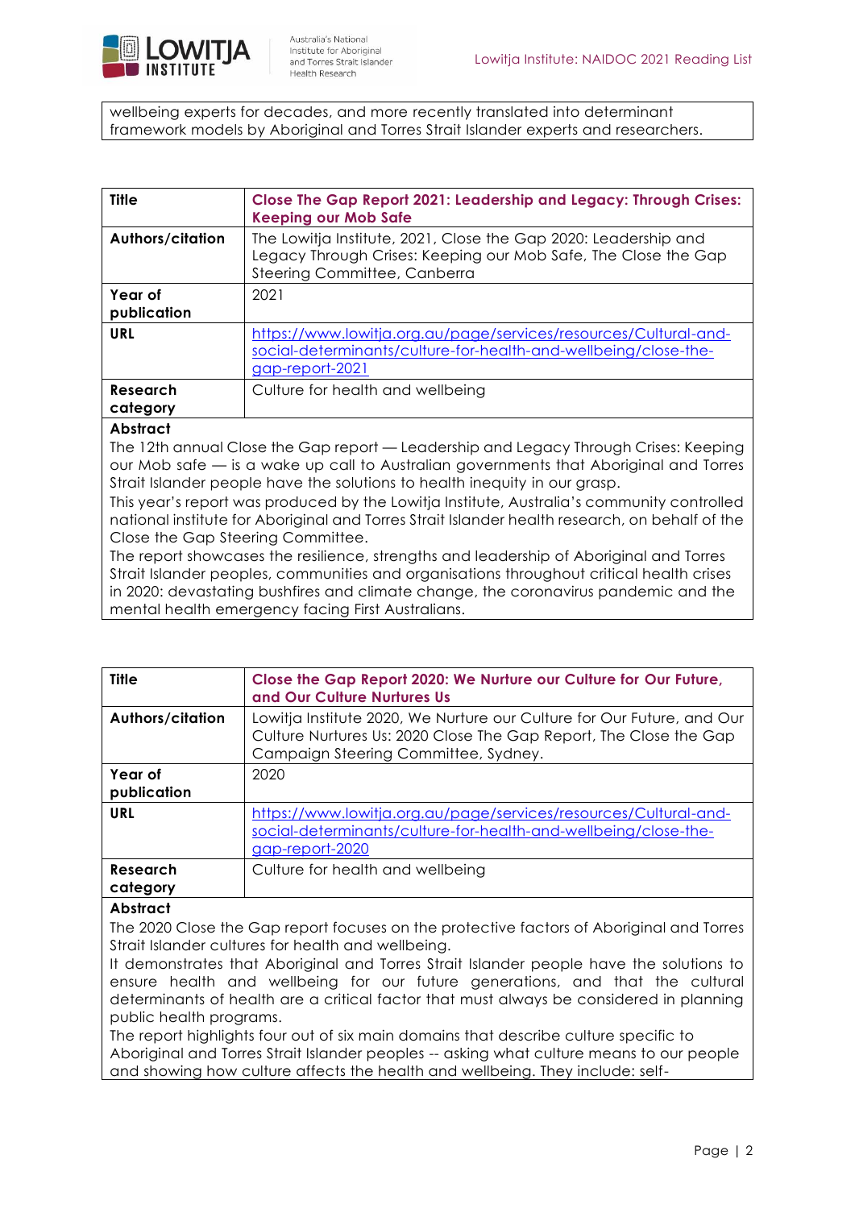wellbeing experts for decades, and more recently translated into determinant framework models by Aboriginal and Torres Strait Islander experts and researchers.

| **Title** | **Close The Gap Report 2021: Leadership and Legacy: Through Crises: Keeping our Mob Safe** |
|---|---|
| **Authors/citation** | The Lowitja Institute, 2021, Close the Gap 2020: Leadership and Legacy Through Crises: Keeping our Mob Safe, The Close the Gap Steering Committee, Canberra |
| **Year of publication** | 2021 |
| **URL** | https://www.lowitja.org.au/page/services/resources/Cultural-and-social-determinants/culture-for-health-and-wellbeing/close-the-gap-report-2021 |
| **Research category** | Culture for health and wellbeing |

**Abstract**

The 12th annual Close the Gap report — Leadership and Legacy Through Crises: Keeping our Mob safe — is a wake up call to Australian governments that Aboriginal and Torres Strait Islander people have the solutions to health inequity in our grasp.

This year's report was produced by the Lowitja Institute, Australia's community controlled national institute for Aboriginal and Torres Strait Islander health research, on behalf of the Close the Gap Steering Committee.

The report showcases the resilience, strengths and leadership of Aboriginal and Torres Strait Islander peoples, communities and organisations throughout critical health crises in 2020: devastating bushfires and climate change, the coronavirus pandemic and the mental health emergency facing First Australians.

| **Title** | **Close the Gap Report 2020: We Nurture our Culture for Our Future, and Our Culture Nurtures Us** |
|---|---|
| **Authors/citation** | Lowitja Institute 2020, We Nurture our Culture for Our Future, and Our Culture Nurtures Us: 2020 Close The Gap Report, The Close the Gap Campaign Steering Committee, Sydney. |
| **Year of publication** | 2020 |
| **URL** | https://www.lowitja.org.au/page/services/resources/Cultural-and-social-determinants/culture-for-health-and-wellbeing/close-the-gap-report-2020 |
| **Research category** | Culture for health and wellbeing |

**Abstract**

The 2020 Close the Gap report focuses on the protective factors of Aboriginal and Torres Strait Islander cultures for health and wellbeing.

It demonstrates that Aboriginal and Torres Strait Islander people have the solutions to ensure health and wellbeing for our future generations, and that the cultural determinants of health are a critical factor that must always be considered in planning public health programs.

The report highlights four out of six main domains that describe culture specific to Aboriginal and Torres Strait Islander peoples -- asking what culture means to our people and showing how culture affects the health and wellbeing. They include: self-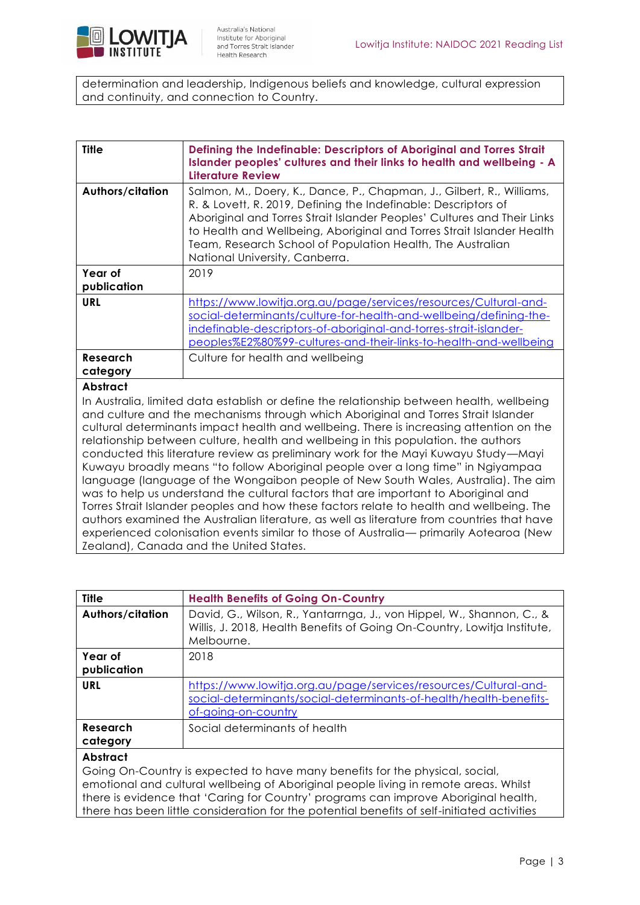determination and leadership, Indigenous beliefs and knowledge, cultural expression and continuity, and connection to Country.

| **Title** | **Defining the Indefinable: Descriptors of Aboriginal and Torres Strait Islander peoples' cultures and their links to health and wellbeing - A Literature Review** |
|---|---|
| **Authors/citation** | Salmon, M., Doery, K., Dance, P., Chapman, J., Gilbert, R., Williams, R. & Lovett, R. 2019, Defining the Indefinable: Descriptors of Aboriginal and Torres Strait Islander Peoples' Cultures and Their Links to Health and Wellbeing, Aboriginal and Torres Strait Islander Health Team, Research School of Population Health, The Australian National University, Canberra. |
| **Year of publication** | 2019 |
| **URL** | https://www.lowitja.org.au/page/services/resources/Cultural-and-social-determinants/culture-for-health-and-wellbeing/defining-the-indefinable-descriptors-of-aboriginal-and-torres-strait-islander-peoples%E2%80%99-cultures-and-their-links-to-health-and-wellbeing |
| **Research category** | Culture for health and wellbeing |

**Abstract**

In Australia, limited data establish or define the relationship between health, wellbeing and culture and the mechanisms through which Aboriginal and Torres Strait Islander cultural determinants impact health and wellbeing. There is increasing attention on the relationship between culture, health and wellbeing in this population. the authors conducted this literature review as preliminary work for the Mayi Kuwayu Study—Mayi Kuwayu broadly means "to follow Aboriginal people over a long time" in Ngiyampaa language (language of the Wongaibon people of New South Wales, Australia). The aim was to help us understand the cultural factors that are important to Aboriginal and Torres Strait Islander peoples and how these factors relate to health and wellbeing. The authors examined the Australian literature, as well as literature from countries that have experienced colonisation events similar to those of Australia— primarily Aotearoa (New Zealand), Canada and the United States.

| **Title** | **Health Benefits of Going On-Country** |
|---|---|
| **Authors/citation** | David, G., Wilson, R., Yantarrnga, J., von Hippel, W., Shannon, C., & Willis, J. 2018, Health Benefits of Going On-Country, Lowitja Institute, Melbourne. |
| **Year of publication** | 2018 |
| **URL** | https://www.lowitja.org.au/page/services/resources/Cultural-and-social-determinants/social-determinants-of-health/health-benefits-of-going-on-country |
| **Research category** | Social determinants of health |

**Abstract**

Going On-Country is expected to have many benefits for the physical, social, emotional and cultural wellbeing of Aboriginal people living in remote areas. Whilst there is evidence that 'Caring for Country' programs can improve Aboriginal health, there has been little consideration for the potential benefits of self-initiated activities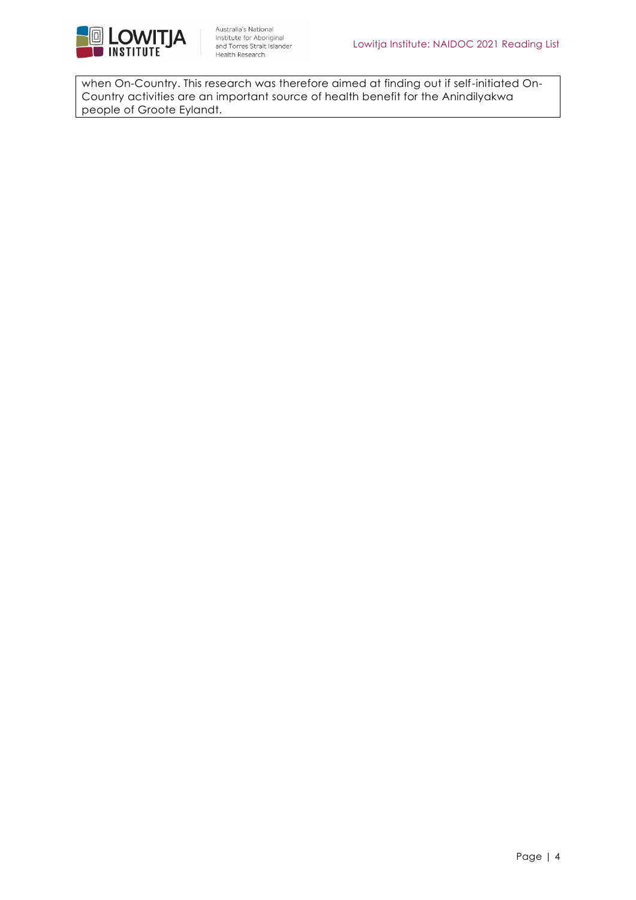when On-Country. This research was therefore aimed at finding out if self-initiated On-Country activities are an important source of health benefit for the Anindilyakwa people of Groote Eylandt.